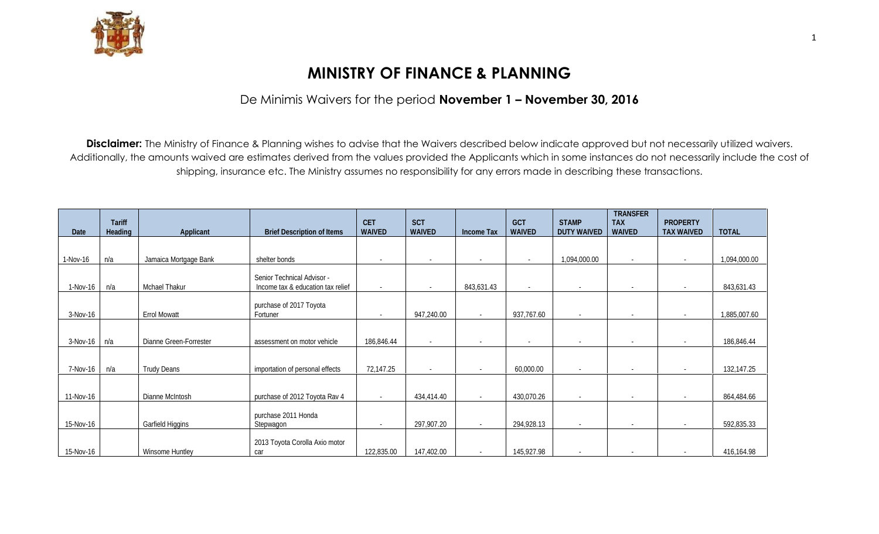# MINISTRY OF FINANCE & PLANNING

De Minimis Waivers for the period **November 1 – November 30, 2016**

**Disclaimer:** The Ministry of Finance & Planning wishes to advise that the Waivers described below indicate approved but not necessarily utilized waivers. Additionally, the amounts waived are estimates derived from the values provided the Applicants which in some instances do not necessarily include the cost of shipping, insurance etc. The Ministry assumes no responsibility for any errors made in describing these transactions.

| Date | Tariff Heading | Applicant | Brief Description of Items | CET WAIVED | SCT WAIVED | Income Tax | GCT WAIVED | STAMP DUTY WAIVED | TRANSFER TAX WAIVED | PROPERTY TAX WAIVED | TOTAL |
|---|---|---|---|---|---|---|---|---|---|---|---|
| 1-Nov-16 | n/a | Jamaica Mortgage Bank | shelter bonds | - | - | - | - | 1,094,000.00 | - | - | 1,094,000.00 |
| 1-Nov-16 | n/a | Mchael Thakur | Senior Technical Advisor - Income tax & education tax relief | - | - | 843,631.43 | - | - | - | - | 843,631.43 |
| 3-Nov-16 | | Errol Mowatt | purchase of 2017 Toyota Fortuner | - | 947,240.00 | - | 937,767.60 | - | - | - | 1,885,007.60 |
| 3-Nov-16 | n/a | Dianne Green-Forrester | assessment on motor vehicle | 186,846.44 | - | - | - | - | - | - | 186,846.44 |
| 7-Nov-16 | n/a | Trudy Deans | importation of personal effects | 72,147.25 | - | - | 60,000.00 | - | - | - | 132,147.25 |
| 11-Nov-16 | | Dianne McIntosh | purchase of 2012 Toyota Rav 4 | - | 434,414.40 | - | 430,070.26 | - | - | - | 864,484.66 |
| 15-Nov-16 | | Garfield Higgins | purchase 2011 Honda Stepwagon | - | 297,907.20 | - | 294,928.13 | - | - | - | 592,835.33 |
| 15-Nov-16 | | Winsome Huntley | 2013 Toyota Corolla Axio motor car | 122,835.00 | 147,402.00 | - | 145,927.98 | - | - | - | 416,164.98 |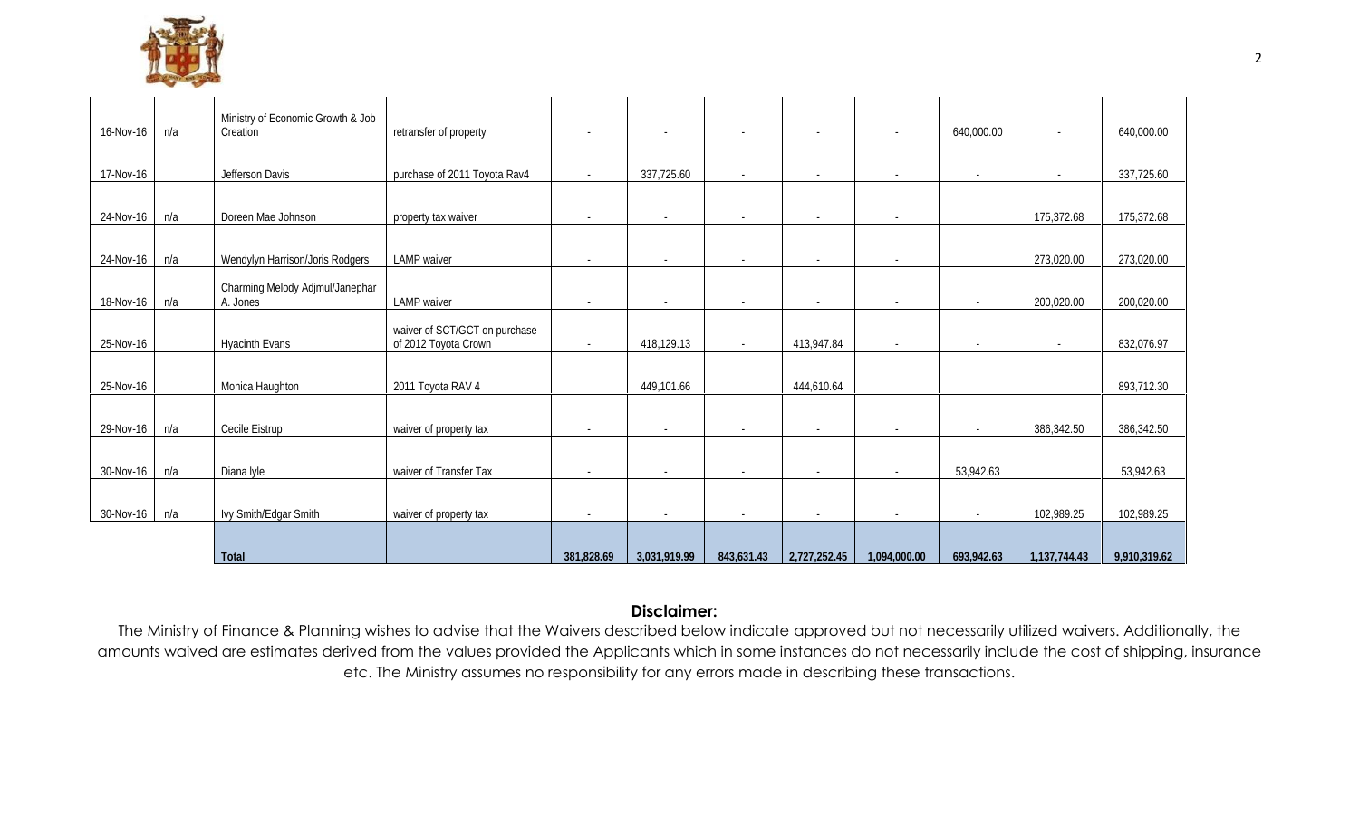| | | | | | | | | | | | |
|---|---|---|---|---|---|---|---|---|---|---|---|
| 16-Nov-16 | n/a | Ministry of Economic Growth & Job Creation | retransfer of property | - | - | - | - | - | 640,000.00 | - | 640,000.00 |
| 17-Nov-16 | | Jefferson Davis | purchase of 2011 Toyota Rav4 | - | 337,725.60 | - | - | - | - | - | 337,725.60 |
| 24-Nov-16 | n/a | Doreen Mae Johnson | property tax waiver | - | - | - | - | - | | 175,372.68 | 175,372.68 |
| 24-Nov-16 | n/a | Wendylyn Harrison/Joris Rodgers | LAMP waiver | - | - | - | - | - | | 273,020.00 | 273,020.00 |
| 18-Nov-16 | n/a | Charming Melody Adjmul/Janephar A. Jones | LAMP waiver | - | - | - | - | - | - | 200,020.00 | 200,020.00 |
| 25-Nov-16 | | Hyacinth Evans | waiver of SCT/GCT on purchase of 2012 Toyota Crown | - | 418,129.13 | - | 413,947.84 | - | - | - | 832,076.97 |
| 25-Nov-16 | | Monica Haughton | 2011 Toyota RAV 4 | | 449,101.66 | | 444,610.64 | | | | 893,712.30 |
| 29-Nov-16 | n/a | Cecile Eistrup | waiver of property tax | - | - | - | - | - | - | 386,342.50 | 386,342.50 |
| 30-Nov-16 | n/a | Diana lyle | waiver of Transfer Tax | - | - | - | - | - | 53,942.63 | | 53,942.63 |
| 30-Nov-16 | n/a | Ivy Smith/Edgar Smith | waiver of property tax | - | - | - | - | - | - | 102,989.25 | 102,989.25 |
| | | **Total** | | **381,828.69** | **3,031,919.99** | **843,631.43** | **2,727,252.45** | **1,094,000.00** | **693,942.63** | **1,137,744.43** | **9,910,319.62** |

**Disclaimer:**

The Ministry of Finance & Planning wishes to advise that the Waivers described below indicate approved but not necessarily utilized waivers. Additionally, the amounts waived are estimates derived from the values provided the Applicants which in some instances do not necessarily include the cost of shipping, insurance etc. The Ministry assumes no responsibility for any errors made in describing these transactions.